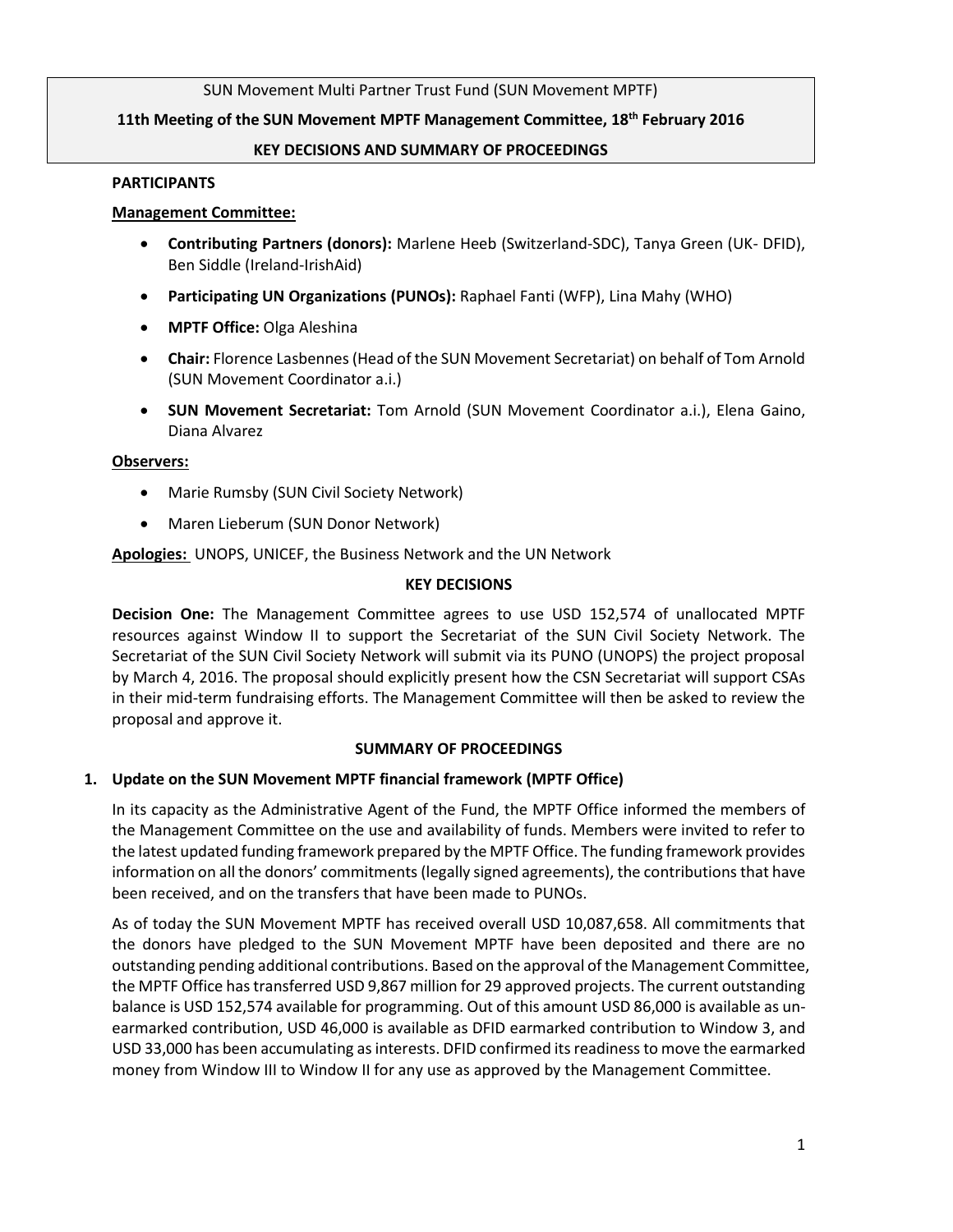SUN Movement Multi Partner Trust Fund (SUN Movement MPTF)

**11th Meeting of the SUN Movement MPTF Management Committee, 18th February 2016**

**KEY DECISIONS AND SUMMARY OF PROCEEDINGS**

**PARTICIPANTS**

**Management Committee:**

- **Contributing Partners (donors):** Marlene Heeb (Switzerland-SDC), Tanya Green (UK- DFID), Ben Siddle (Ireland-IrishAid)
- **Participating UN Organizations (PUNOs):** Raphael Fanti (WFP), Lina Mahy (WHO)
- **MPTF Office:** Olga Aleshina
- **Chair:** Florence Lasbennes (Head of the SUN Movement Secretariat) on behalf of Tom Arnold (SUN Movement Coordinator a.i.)
- **SUN Movement Secretariat:** Tom Arnold (SUN Movement Coordinator a.i.), Elena Gaino, Diana Alvarez

**Observers:**

- Marie Rumsby (SUN Civil Society Network)
- Maren Lieberum (SUN Donor Network)

**Apologies:** UNOPS, UNICEF, the Business Network and the UN Network

**KEY DECISIONS**

**Decision One:** The Management Committee agrees to use USD 152,574 of unallocated MPTF resources against Window II to support the Secretariat of the SUN Civil Society Network. The Secretariat of the SUN Civil Society Network will submit via its PUNO (UNOPS) the project proposal by March 4, 2016. The proposal should explicitly present how the CSN Secretariat will support CSAs in their mid-term fundraising efforts. The Management Committee will then be asked to review the proposal and approve it.

**SUMMARY OF PROCEEDINGS**

**1. Update on the SUN Movement MPTF financial framework (MPTF Office)**

In its capacity as the Administrative Agent of the Fund, the MPTF Office informed the members of the Management Committee on the use and availability of funds. Members were invited to refer to the latest updated funding framework prepared by the MPTF Office. The funding framework provides information on all the donors' commitments (legally signed agreements), the contributions that have been received, and on the transfers that have been made to PUNOs.

As of today the SUN Movement MPTF has received overall USD 10,087,658. All commitments that the donors have pledged to the SUN Movement MPTF have been deposited and there are no outstanding pending additional contributions. Based on the approval of the Management Committee, the MPTF Office has transferred USD 9,867 million for 29 approved projects. The current outstanding balance is USD 152,574 available for programming. Out of this amount USD 86,000 is available as un-earmarked contribution, USD 46,000 is available as DFID earmarked contribution to Window 3, and USD 33,000 has been accumulating as interests. DFID confirmed its readiness to move the earmarked money from Window III to Window II for any use as approved by the Management Committee.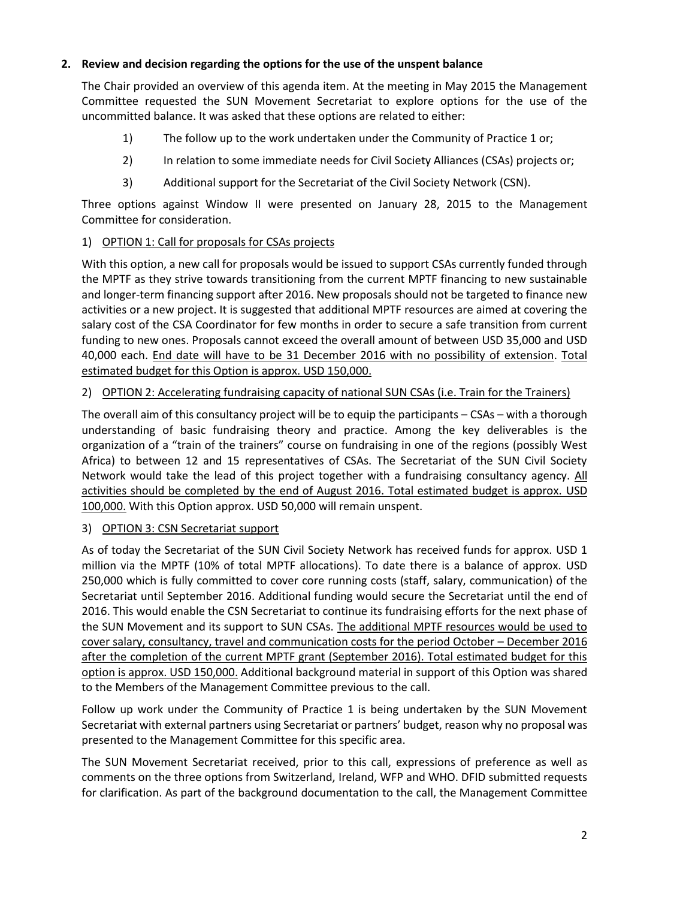## 2. Review and decision regarding the options for the use of the unspent balance

The Chair provided an overview of this agenda item. At the meeting in May 2015 the Management Committee requested the SUN Movement Secretariat to explore options for the use of the uncommitted balance. It was asked that these options are related to either:

1) The follow up to the work undertaken under the Community of Practice 1 or;

2) In relation to some immediate needs for Civil Society Alliances (CSAs) projects or;

3) Additional support for the Secretariat of the Civil Society Network (CSN).

Three options against Window II were presented on January 28, 2015 to the Management Committee for consideration.

1) <u>OPTION 1: Call for proposals for CSAs projects</u>

With this option, a new call for proposals would be issued to support CSAs currently funded through the MPTF as they strive towards transitioning from the current MPTF financing to new sustainable and longer-term financing support after 2016. New proposals should not be targeted to finance new activities or a new project. It is suggested that additional MPTF resources are aimed at covering the salary cost of the CSA Coordinator for few months in order to secure a safe transition from current funding to new ones. Proposals cannot exceed the overall amount of between USD 35,000 and USD 40,000 each. <u>End date will have to be 31 December 2016 with no possibility of extension</u>. <u>Total estimated budget for this Option is approx. USD 150,000.</u>

2) <u>OPTION 2: Accelerating fundraising capacity of national SUN CSAs (i.e. Train for the Trainers)</u>

The overall aim of this consultancy project will be to equip the participants – CSAs – with a thorough understanding of basic fundraising theory and practice. Among the key deliverables is the organization of a "train of the trainers" course on fundraising in one of the regions (possibly West Africa) to between 12 and 15 representatives of CSAs. The Secretariat of the SUN Civil Society Network would take the lead of this project together with a fundraising consultancy agency. <u>All activities should be completed by the end of August 2016. Total estimated budget is approx. USD 100,000.</u> With this Option approx. USD 50,000 will remain unspent.

3) <u>OPTION 3: CSN Secretariat support</u>

As of today the Secretariat of the SUN Civil Society Network has received funds for approx. USD 1 million via the MPTF (10% of total MPTF allocations). To date there is a balance of approx. USD 250,000 which is fully committed to cover core running costs (staff, salary, communication) of the Secretariat until September 2016. Additional funding would secure the Secretariat until the end of 2016. This would enable the CSN Secretariat to continue its fundraising efforts for the next phase of the SUN Movement and its support to SUN CSAs. <u>The additional MPTF resources would be used to cover salary, consultancy, travel and communication costs for the period October – December 2016 after the completion of the current MPTF grant (September 2016). Total estimated budget for this option is approx. USD 150,000.</u> Additional background material in support of this Option was shared to the Members of the Management Committee previous to the call.

Follow up work under the Community of Practice 1 is being undertaken by the SUN Movement Secretariat with external partners using Secretariat or partners' budget, reason why no proposal was presented to the Management Committee for this specific area.

The SUN Movement Secretariat received, prior to this call, expressions of preference as well as comments on the three options from Switzerland, Ireland, WFP and WHO. DFID submitted requests for clarification. As part of the background documentation to the call, the Management Committee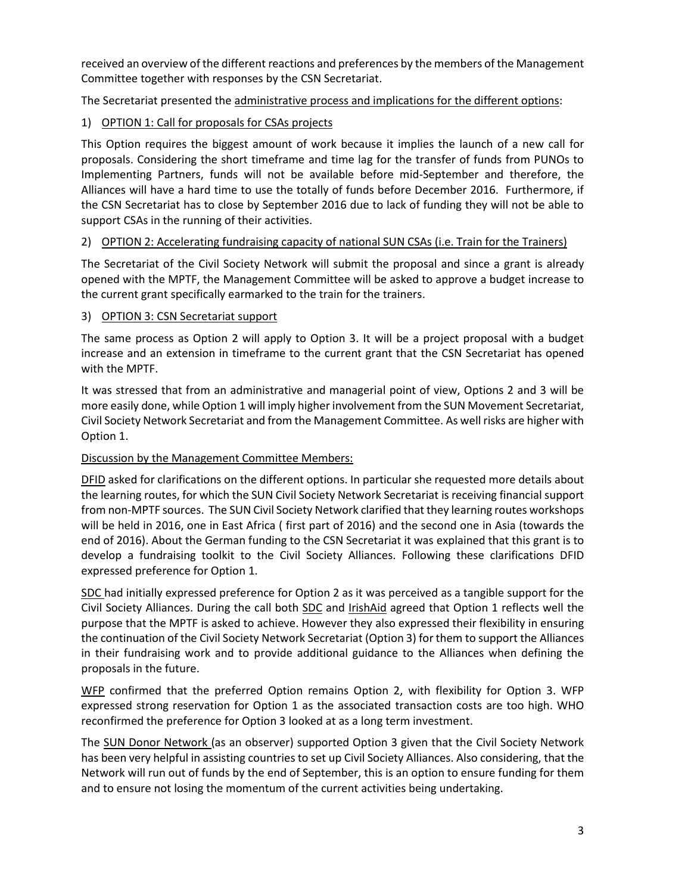received an overview of the different reactions and preferences by the members of the Management Committee together with responses by the CSN Secretariat.

The Secretariat presented the administrative process and implications for the different options:

1) OPTION 1: Call for proposals for CSAs projects

This Option requires the biggest amount of work because it implies the launch of a new call for proposals. Considering the short timeframe and time lag for the transfer of funds from PUNOs to Implementing Partners, funds will not be available before mid-September and therefore, the Alliances will have a hard time to use the totally of funds before December 2016. Furthermore, if the CSN Secretariat has to close by September 2016 due to lack of funding they will not be able to support CSAs in the running of their activities.

2) OPTION 2: Accelerating fundraising capacity of national SUN CSAs (i.e. Train for the Trainers)

The Secretariat of the Civil Society Network will submit the proposal and since a grant is already opened with the MPTF, the Management Committee will be asked to approve a budget increase to the current grant specifically earmarked to the train for the trainers.

3) OPTION 3: CSN Secretariat support

The same process as Option 2 will apply to Option 3. It will be a project proposal with a budget increase and an extension in timeframe to the current grant that the CSN Secretariat has opened with the MPTF.

It was stressed that from an administrative and managerial point of view, Options 2 and 3 will be more easily done, while Option 1 will imply higher involvement from the SUN Movement Secretariat, Civil Society Network Secretariat and from the Management Committee. As well risks are higher with Option 1.

Discussion by the Management Committee Members:

DFID asked for clarifications on the different options. In particular she requested more details about the learning routes, for which the SUN Civil Society Network Secretariat is receiving financial support from non-MPTF sources. The SUN Civil Society Network clarified that they learning routes workshops will be held in 2016, one in East Africa ( first part of 2016) and the second one in Asia (towards the end of 2016). About the German funding to the CSN Secretariat it was explained that this grant is to develop a fundraising toolkit to the Civil Society Alliances. Following these clarifications DFID expressed preference for Option 1.

SDC had initially expressed preference for Option 2 as it was perceived as a tangible support for the Civil Society Alliances. During the call both SDC and IrishAid agreed that Option 1 reflects well the purpose that the MPTF is asked to achieve. However they also expressed their flexibility in ensuring the continuation of the Civil Society Network Secretariat (Option 3) for them to support the Alliances in their fundraising work and to provide additional guidance to the Alliances when defining the proposals in the future.

WFP confirmed that the preferred Option remains Option 2, with flexibility for Option 3. WFP expressed strong reservation for Option 1 as the associated transaction costs are too high. WHO reconfirmed the preference for Option 3 looked at as a long term investment.

The SUN Donor Network (as an observer) supported Option 3 given that the Civil Society Network has been very helpful in assisting countries to set up Civil Society Alliances. Also considering, that the Network will run out of funds by the end of September, this is an option to ensure funding for them and to ensure not losing the momentum of the current activities being undertaking.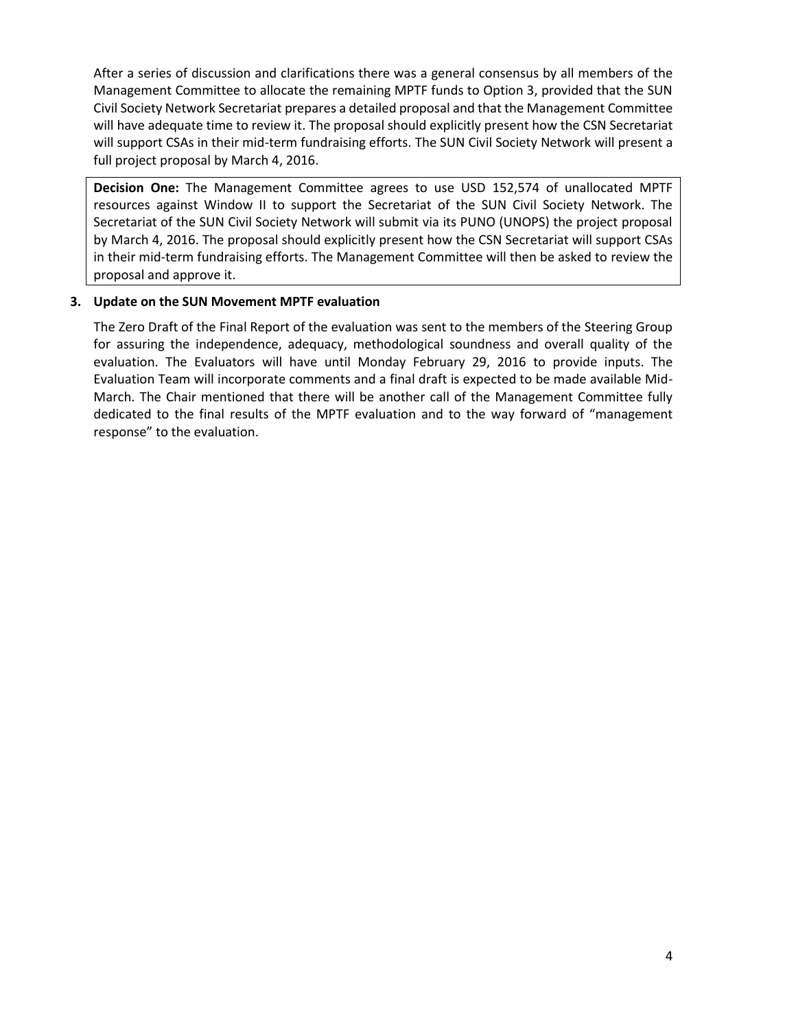After a series of discussion and clarifications there was a general consensus by all members of the Management Committee to allocate the remaining MPTF funds to Option 3, provided that the SUN Civil Society Network Secretariat prepares a detailed proposal and that the Management Committee will have adequate time to review it. The proposal should explicitly present how the CSN Secretariat will support CSAs in their mid-term fundraising efforts. The SUN Civil Society Network will present a full project proposal by March 4, 2016.

**Decision One:** The Management Committee agrees to use USD 152,574 of unallocated MPTF resources against Window II to support the Secretariat of the SUN Civil Society Network. The Secretariat of the SUN Civil Society Network will submit via its PUNO (UNOPS) the project proposal by March 4, 2016. The proposal should explicitly present how the CSN Secretariat will support CSAs in their mid-term fundraising efforts. The Management Committee will then be asked to review the proposal and approve it.

**3. Update on the SUN Movement MPTF evaluation**

The Zero Draft of the Final Report of the evaluation was sent to the members of the Steering Group for assuring the independence, adequacy, methodological soundness and overall quality of the evaluation. The Evaluators will have until Monday February 29, 2016 to provide inputs. The Evaluation Team will incorporate comments and a final draft is expected to be made available Mid-March. The Chair mentioned that there will be another call of the Management Committee fully dedicated to the final results of the MPTF evaluation and to the way forward of "management response" to the evaluation.